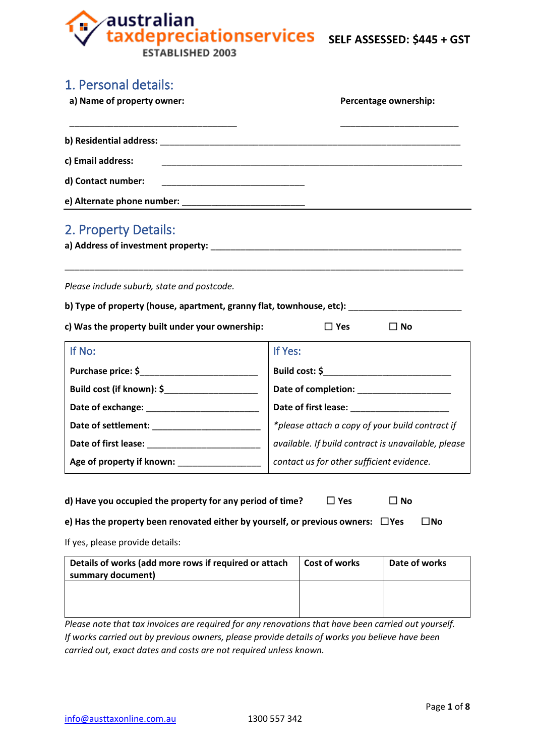australian taxdepreciationservices ESTABLISHED 2003

**SELF ASSESSED: $445 + GST**

## 1. Personal details:

**a) Name of property owner:** ______________________ **Percentage ownership:** ______________________

**b) Residential address:** ______________________________________________

**c) Email address:** ______________________________________________

**d) Contact number:** ______________________

**e) Alternate phone number:** ______________________

## 2. Property Details:

**a) Address of investment property:** ______________________________________________

______________________________________________

*Please include suburb, state and postcode.*

**b) Type of property (house, apartment, granny flat, townhouse, etc):** ______________________

**c) Was the property built under your ownership:** ☐ **Yes** ☐ **No**

| If No: | If Yes: |
|---|---|
| **Purchase price: $**______________________ | **Build cost: $**______________________ |
| **Build cost (if known): $**__________________ | **Date of completion:** __________________ |
| **Date of exchange:** ______________________ | **Date of first lease:** __________________ |
| **Date of settlement:** ______________________ | *\*please attach a copy of your build contract if available. If build contract is unavailable, please contact us for other sufficient evidence.* |
| **Date of first lease:** ______________________ | |
| **Age of property if known:** ________________ | |

**d) Have you occupied the property for any period of time?** ☐ **Yes** ☐ **No**

**e) Has the property been renovated either by yourself, or previous owners:** ☐**Yes** ☐**No**

If yes, please provide details:

| Details of works (add more rows if required or attach summary document) | Cost of works | Date of works |
|---|---|---|
| | | |

*Please note that tax invoices are required for any renovations that have been carried out yourself. If works carried out by previous owners, please provide details of works you believe have been carried out, exact dates and costs are not required unless known.*

info@austtaxonline.com.au 1300 557 342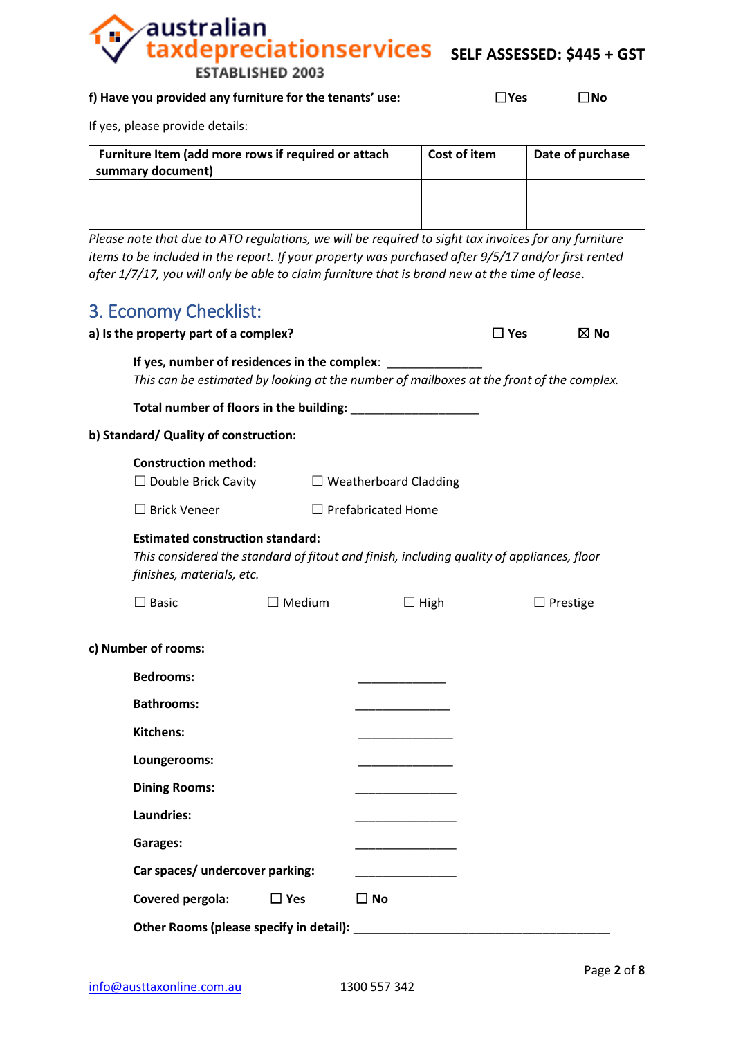**SELF ASSESSED: $445 + GST**

**f) Have you provided any furniture for the tenants' use:** ☐Yes ☐No

If yes, please provide details:

| Furniture Item (add more rows if required or attach summary document) | Cost of item | Date of purchase |
|---|---|---|
| | | |

*Please note that due to ATO regulations, we will be required to sight tax invoices for any furniture items to be included in the report. If your property was purchased after 9/5/17 and/or first rented after 1/7/17, you will only be able to claim furniture that is brand new at the time of lease.*

## 3. Economy Checklist:

**a) Is the property part of a complex?** ☐ Yes ☒ No

**If yes, number of residences in the complex**: _____________

*This can be estimated by looking at the number of mailboxes at the front of the complex.*

**Total number of floors in the building:** __________________

**b) Standard/ Quality of construction:**

**Construction method:**

☐ Double Brick Cavity ☐ Weatherboard Cladding

☐ Brick Veneer ☐ Prefabricated Home

**Estimated construction standard:**

*This considered the standard of fitout and finish, including quality of appliances, floor finishes, materials, etc.*

☐ Basic ☐ Medium ☐ High ☐ Prestige

**c) Number of rooms:**

**Bedrooms:** _____________

**Bathrooms:** ______________

**Kitchens:** ______________

**Loungerooms:** ______________

**Dining Rooms:** _______________

**Laundries:** _______________

**Garages:** _______________

**Car spaces/ undercover parking:** _______________

**Covered pergola:** ☐ **Yes** ☐ **No**

**Other Rooms (please specify in detail):** _____________________________________

info@austtaxonline.com.au 1300 557 342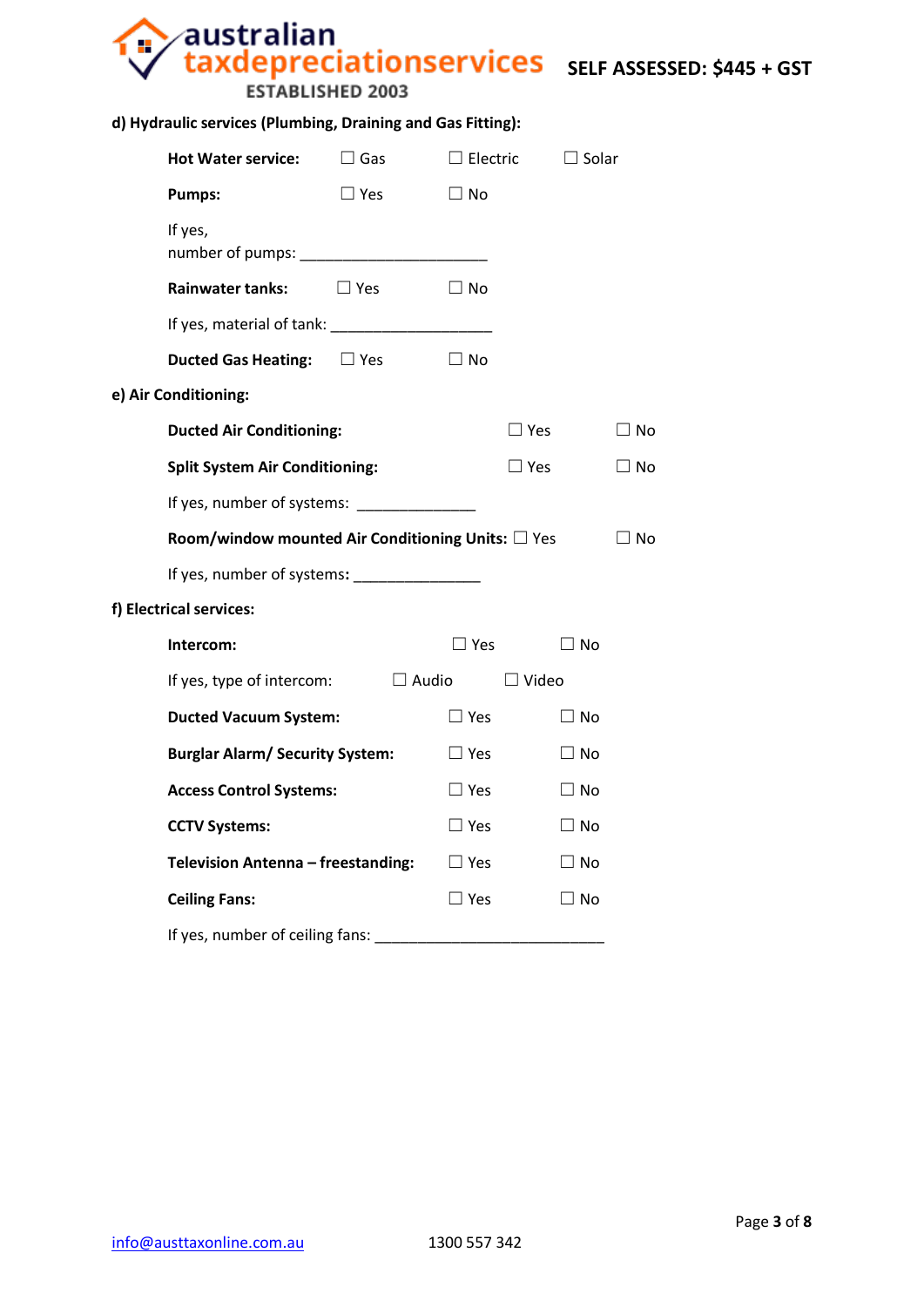**SELF ASSESSED: $445 + GST**

**d) Hydraulic services (Plumbing, Draining and Gas Fitting):**

**Hot Water service:** ☐ Gas ☐ Electric ☐ Solar

**Pumps:** ☐ Yes ☐ No

If yes,
number of pumps: ______________________

**Rainwater tanks:** ☐ Yes ☐ No

If yes, material of tank: ___________________

**Ducted Gas Heating:** ☐ Yes ☐ No

**e) Air Conditioning:**

**Ducted Air Conditioning:** ☐ Yes ☐ No

**Split System Air Conditioning:** ☐ Yes ☐ No

If yes, number of systems: ______________

**Room/window mounted Air Conditioning Units:** ☐ Yes ☐ No

If yes, number of systems**:** _______________

**f) Electrical services:**

**Intercom:** ☐ Yes ☐ No

If yes, type of intercom: ☐ Audio ☐ Video

**Ducted Vacuum System:** ☐ Yes ☐ No

**Burglar Alarm/ Security System:** ☐ Yes ☐ No

**Access Control Systems:** ☐ Yes ☐ No

**CCTV Systems:** ☐ Yes ☐ No

**Television Antenna – freestanding:** ☐ Yes ☐ No

**Ceiling Fans:** ☐ Yes ☐ No

If yes, number of ceiling fans: ___________________________

info@austtaxonline.com.au 1300 557 342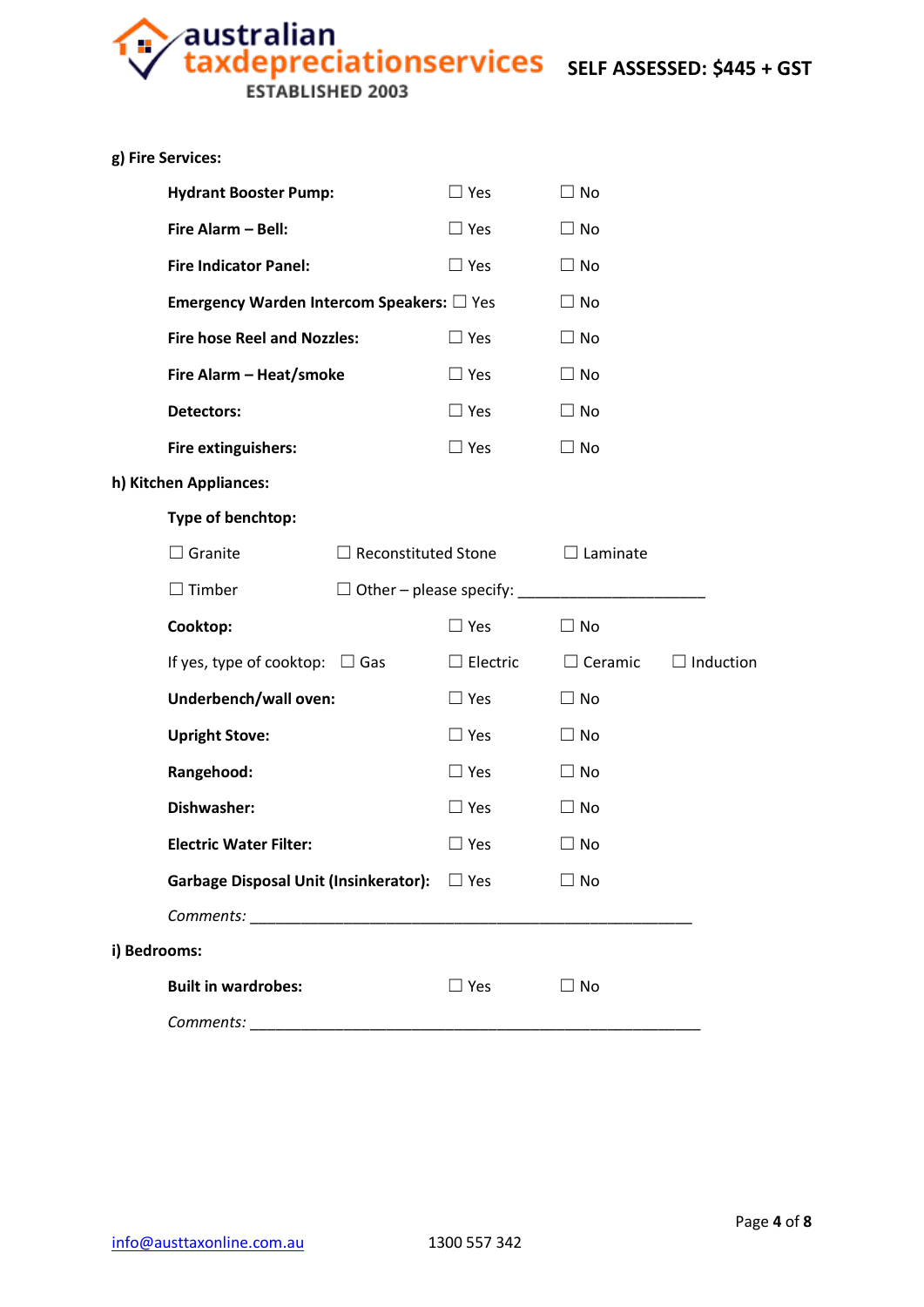**g) Fire Services:**

| | | |
|---|---|---|
| **Hydrant Booster Pump:** | ☐ Yes | ☐ No |
| **Fire Alarm – Bell:** | ☐ Yes | ☐ No |
| **Fire Indicator Panel:** | ☐ Yes | ☐ No |
| **Emergency Warden Intercom Speakers:** | ☐ Yes | ☐ No |
| **Fire hose Reel and Nozzles:** | ☐ Yes | ☐ No |
| **Fire Alarm – Heat/smoke** | ☐ Yes | ☐ No |
| **Detectors:** | ☐ Yes | ☐ No |
| **Fire extinguishers:** | ☐ Yes | ☐ No |

**h) Kitchen Appliances:**

**Type of benchtop:**

☐ Granite ☐ Reconstituted Stone ☐ Laminate

☐ Timber ☐ Other – please specify: ______________________

| | | | | |
|---|---|---|---|---|
| **Cooktop:** | | ☐ Yes | ☐ No | |
| If yes, type of cooktop: | ☐ Gas | ☐ Electric | ☐ Ceramic | ☐ Induction |
| **Underbench/wall oven:** | | ☐ Yes | ☐ No | |
| **Upright Stove:** | | ☐ Yes | ☐ No | |
| **Rangehood:** | | ☐ Yes | ☐ No | |
| **Dishwasher:** | | ☐ Yes | ☐ No | |
| **Electric Water Filter:** | | ☐ Yes | ☐ No | |
| **Garbage Disposal Unit (Insinkerator):** | | ☐ Yes | ☐ No | |

*Comments:* ______________________________________________________

**i) Bedrooms:**

| | | |
|---|---|---|
| **Built in wardrobes:** | ☐ Yes | ☐ No |

*Comments:* ______________________________________________________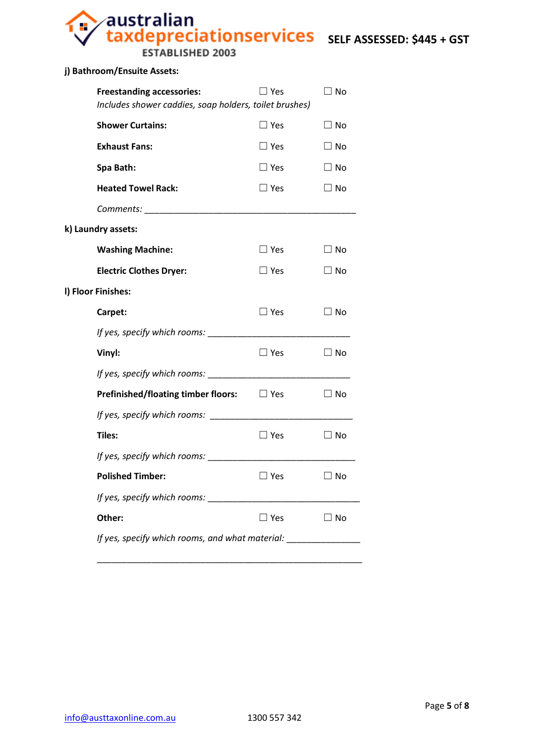**j) Bathroom/Ensuite Assets:**

**Freestanding accessories:** ☐ Yes ☐ No
*Includes shower caddies, soap holders, toilet brushes)*

**Shower Curtains:** ☐ Yes ☐ No

**Exhaust Fans:** ☐ Yes ☐ No

**Spa Bath:** ☐ Yes ☐ No

**Heated Towel Rack:** ☐ Yes ☐ No

*Comments:* ____________________________________________

**k) Laundry assets:**

**Washing Machine:** ☐ Yes ☐ No

**Electric Clothes Dryer:** ☐ Yes ☐ No

**l) Floor Finishes:**

**Carpet:** ☐ Yes ☐ No

*If yes, specify which rooms:* ______________________________

**Vinyl:** ☐ Yes ☐ No

*If yes, specify which rooms:* ______________________________

**Prefinished/floating timber floors:** ☐ Yes ☐ No

*If yes, specify which rooms:* ______________________________

**Tiles:** ☐ Yes ☐ No

*If yes, specify which rooms:* ______________________________

**Polished Timber:** ☐ Yes ☐ No

*If yes, specify which rooms:* ______________________________

**Other:** ☐ Yes ☐ No

*If yes, specify which rooms, and what material:* _______________

________________________________________________________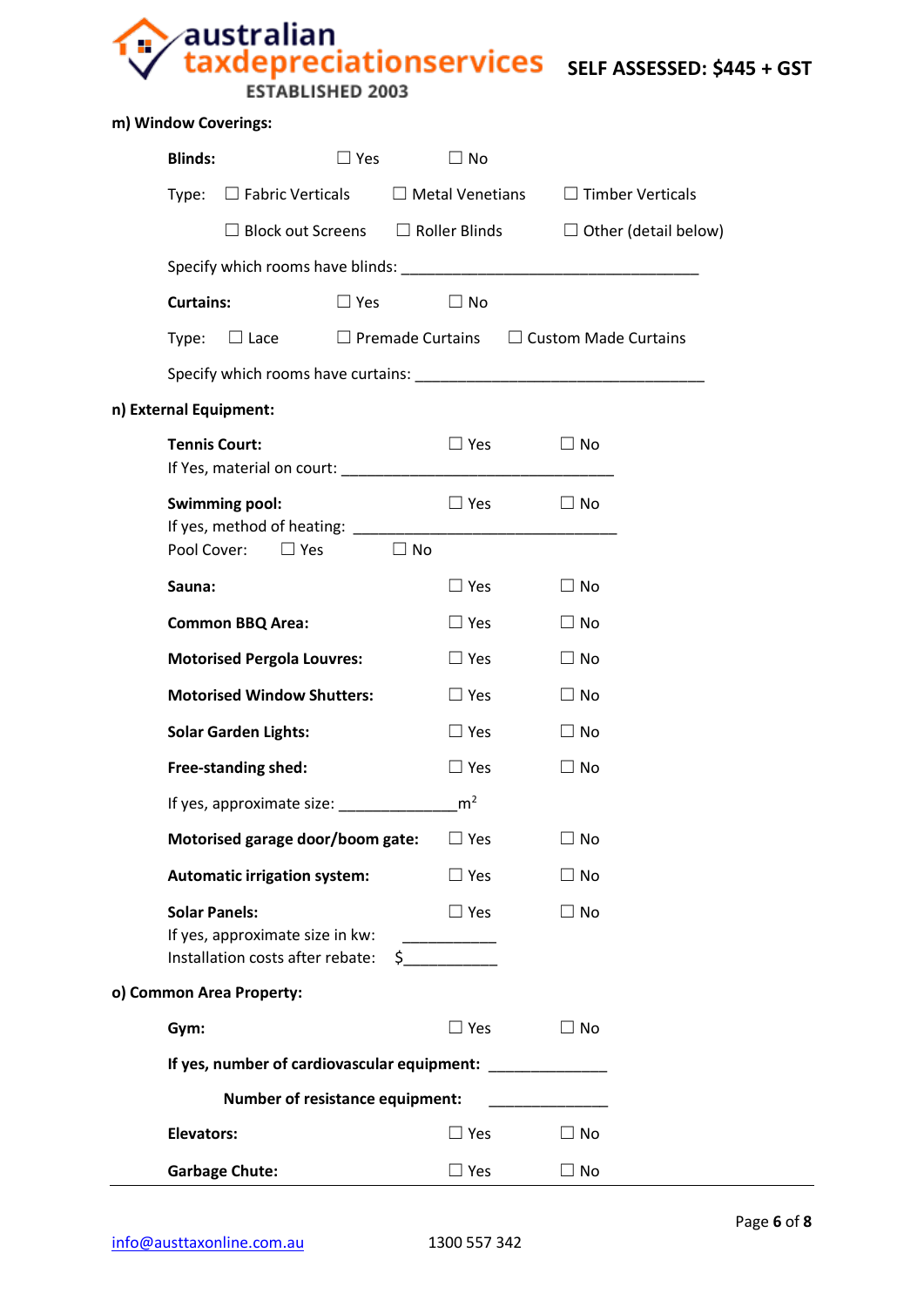**m) Window Coverings:**

**Blinds:** ☐ Yes ☐ No

Type: ☐ Fabric Verticals ☐ Metal Venetians ☐ Timber Verticals

☐ Block out Screens ☐ Roller Blinds ☐ Other (detail below)

Specify which rooms have blinds: ___________________________________

**Curtains:** ☐ Yes ☐ No

Type: ☐ Lace ☐ Premade Curtains ☐ Custom Made Curtains

Specify which rooms have curtains: __________________________________

**n) External Equipment:**

**Tennis Court:** ☐ Yes ☐ No
If Yes, material on court: _________________________________

**Swimming pool:** ☐ Yes ☐ No
If yes, method of heating: _______________________________
Pool Cover: ☐ Yes ☐ No

**Sauna:** ☐ Yes ☐ No

**Common BBQ Area:** ☐ Yes ☐ No

**Motorised Pergola Louvres:** ☐ Yes ☐ No

**Motorised Window Shutters:** ☐ Yes ☐ No

**Solar Garden Lights:** ☐ Yes ☐ No

**Free-standing shed:** ☐ Yes ☐ No

If yes, approximate size: ______________$m^2$

**Motorised garage door/boom gate:** ☐ Yes ☐ No

**Automatic irrigation system:** ☐ Yes ☐ No

**Solar Panels:** ☐ Yes ☐ No
If yes, approximate size in kw: ___________
Installation costs after rebate: $___________

**o) Common Area Property:**

**Gym:** ☐ Yes ☐ No

**If yes, number of cardiovascular equipment:** ______________

**Number of resistance equipment:** ______________

**Elevators:** ☐ Yes ☐ No

**Garbage Chute:** ☐ Yes ☐ No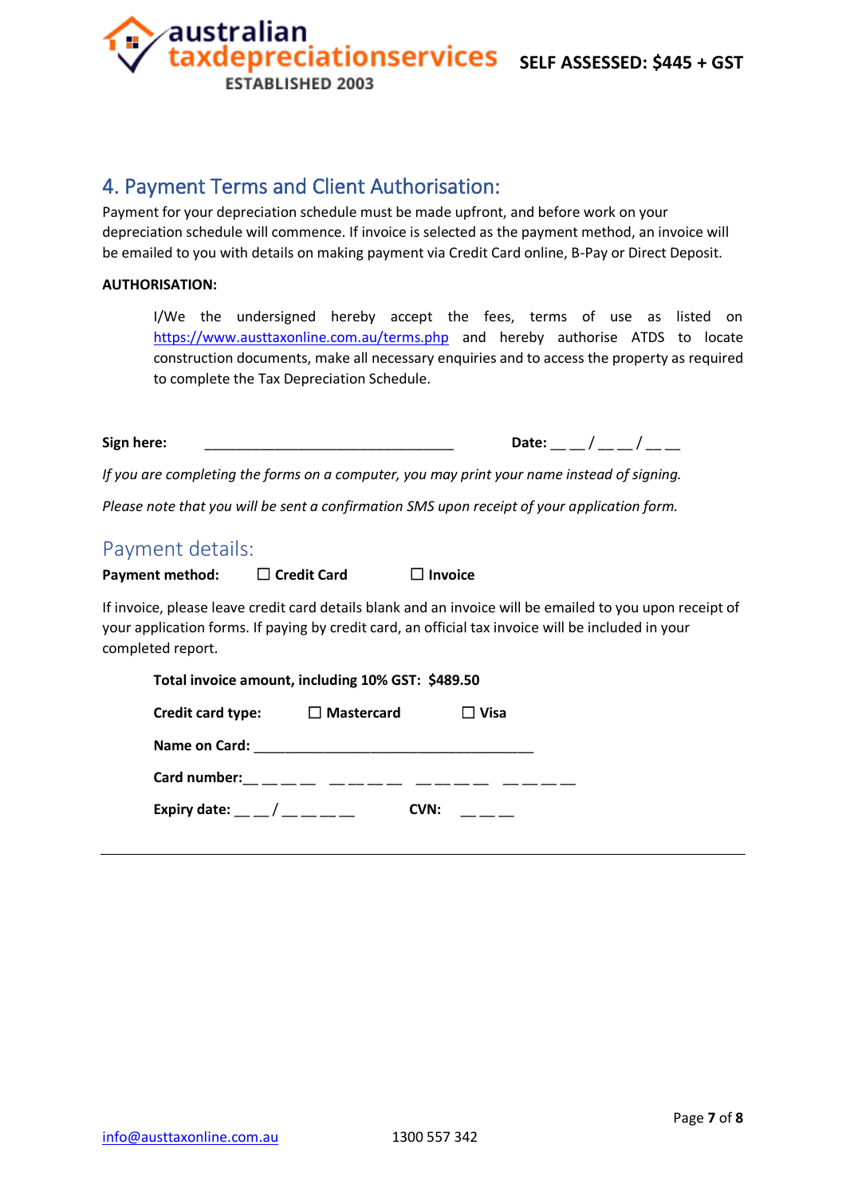**SELF ASSESSED: $445 + GST**

## 4. Payment Terms and Client Authorisation:

Payment for your depreciation schedule must be made upfront, and before work on your depreciation schedule will commence. If invoice is selected as the payment method, an invoice will be emailed to you with details on making payment via Credit Card online, B-Pay or Direct Deposit.

**AUTHORISATION:**

> I/We the undersigned hereby accept the fees, terms of use as listed on https://www.austtaxonline.com.au/terms.php and hereby authorise ATDS to locate construction documents, make all necessary enquiries and to access the property as required to complete the Tax Depreciation Schedule.

**Sign here:** _________________________________ **Date:** __ __ / __ __ / __ __

*If you are completing the forms on a computer, you may print your name instead of signing.*

*Please note that you will be sent a confirmation SMS upon receipt of your application form.*

## Payment details:

**Payment method:** ☐ **Credit Card** ☐ **Invoice**

If invoice, please leave credit card details blank and an invoice will be emailed to you upon receipt of your application forms. If paying by credit card, an official tax invoice will be included in your completed report.

**Total invoice amount, including 10% GST: $489.50**

**Credit card type:** ☐ **Mastercard** ☐ **Visa**

**Name on Card:** _____________________________________

**Card number:** __ __ __ __ __ __ __ __ __ __ __ __ __ __ __ __

**Expiry date:** __ __ / __ __ __ __ **CVN:** __ __ __

info@austtaxonline.com.au 1300 557 342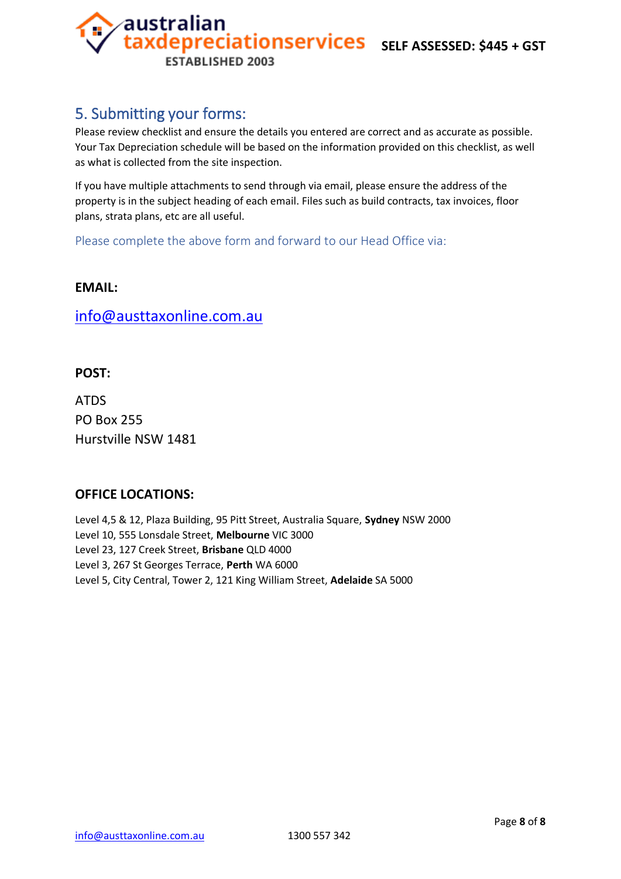## 5. Submitting your forms:

Please review checklist and ensure the details you entered are correct and as accurate as possible. Your Tax Depreciation schedule will be based on the information provided on this checklist, as well as what is collected from the site inspection.

If you have multiple attachments to send through via email, please ensure the address of the property is in the subject heading of each email. Files such as build contracts, tax invoices, floor plans, strata plans, etc are all useful.

Please complete the above form and forward to our Head Office via:

**EMAIL:**

info@austtaxonline.com.au

**POST:**

ATDS
PO Box 255
Hurstville NSW 1481

**OFFICE LOCATIONS:**

Level 4,5 & 12, Plaza Building, 95 Pitt Street, Australia Square, **Sydney** NSW 2000
Level 10, 555 Lonsdale Street, **Melbourne** VIC 3000
Level 23, 127 Creek Street, **Brisbane** QLD 4000
Level 3, 267 St Georges Terrace, **Perth** WA 6000
Level 5, City Central, Tower 2, 121 King William Street, **Adelaide** SA 5000